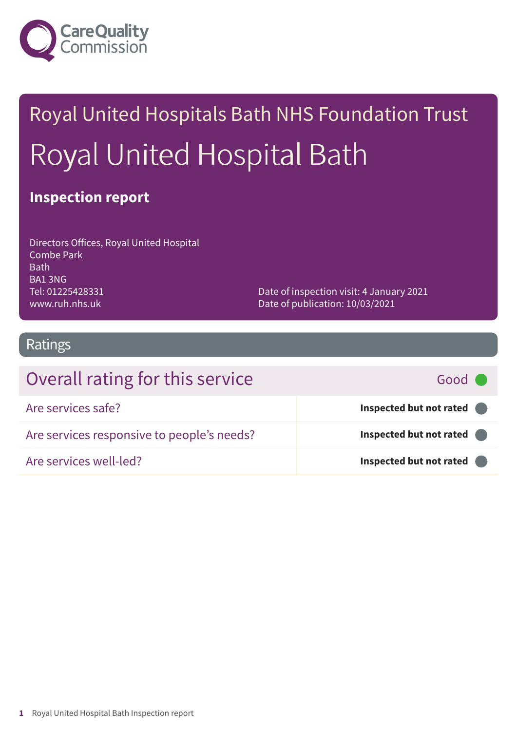Care Quality Commission

# Royal United Hospitals Bath NHS Foundation Trust

# Royal United Hospital Bath

## Inspection report

Directors Offices, Royal United Hospital
Combe Park
Bath
BA1 3NG
Tel: 01225428331
www.ruh.nhs.uk

Date of inspection visit: 4 January 2021
Date of publication: 10/03/2021

## Ratings

| Overall rating for this service | Good |
| --- | --- |
| Are services safe? | **Inspected but not rated** |
| Are services responsive to people's needs? | **Inspected but not rated** |
| Are services well-led? | **Inspected but not rated** |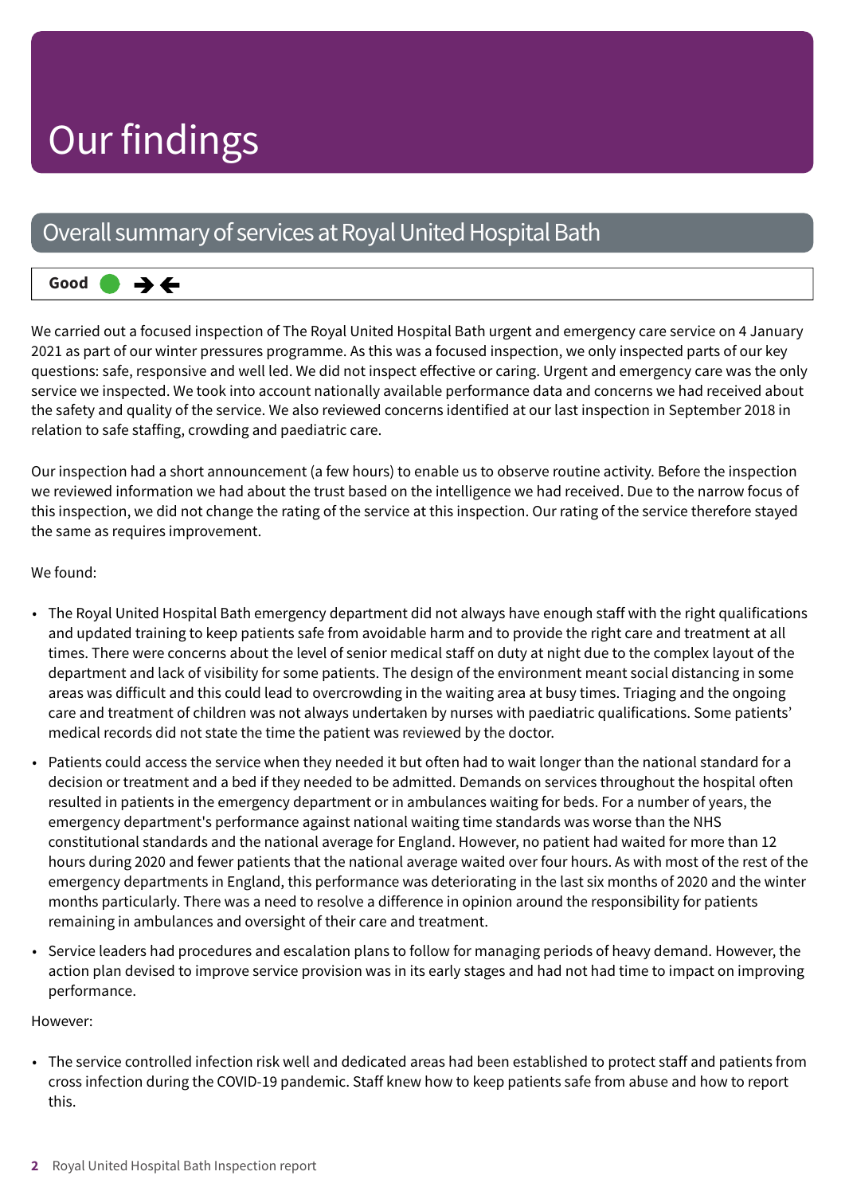# Our findings

## Overall summary of services at Royal United Hospital Bath

**Good** ● →←

We carried out a focused inspection of The Royal United Hospital Bath urgent and emergency care service on 4 January 2021 as part of our winter pressures programme. As this was a focused inspection, we only inspected parts of our key questions: safe, responsive and well led. We did not inspect effective or caring. Urgent and emergency care was the only service we inspected. We took into account nationally available performance data and concerns we had received about the safety and quality of the service. We also reviewed concerns identified at our last inspection in September 2018 in relation to safe staffing, crowding and paediatric care.

Our inspection had a short announcement (a few hours) to enable us to observe routine activity. Before the inspection we reviewed information we had about the trust based on the intelligence we had received. Due to the narrow focus of this inspection, we did not change the rating of the service at this inspection. Our rating of the service therefore stayed the same as requires improvement.

We found:

- The Royal United Hospital Bath emergency department did not always have enough staff with the right qualifications and updated training to keep patients safe from avoidable harm and to provide the right care and treatment at all times. There were concerns about the level of senior medical staff on duty at night due to the complex layout of the department and lack of visibility for some patients. The design of the environment meant social distancing in some areas was difficult and this could lead to overcrowding in the waiting area at busy times. Triaging and the ongoing care and treatment of children was not always undertaken by nurses with paediatric qualifications. Some patients' medical records did not state the time the patient was reviewed by the doctor.
- Patients could access the service when they needed it but often had to wait longer than the national standard for a decision or treatment and a bed if they needed to be admitted. Demands on services throughout the hospital often resulted in patients in the emergency department or in ambulances waiting for beds. For a number of years, the emergency department's performance against national waiting time standards was worse than the NHS constitutional standards and the national average for England. However, no patient had waited for more than 12 hours during 2020 and fewer patients that the national average waited over four hours. As with most of the rest of the emergency departments in England, this performance was deteriorating in the last six months of 2020 and the winter months particularly. There was a need to resolve a difference in opinion around the responsibility for patients remaining in ambulances and oversight of their care and treatment.
- Service leaders had procedures and escalation plans to follow for managing periods of heavy demand. However, the action plan devised to improve service provision was in its early stages and had not had time to impact on improving performance.

However:

- The service controlled infection risk well and dedicated areas had been established to protect staff and patients from cross infection during the COVID-19 pandemic. Staff knew how to keep patients safe from abuse and how to report this.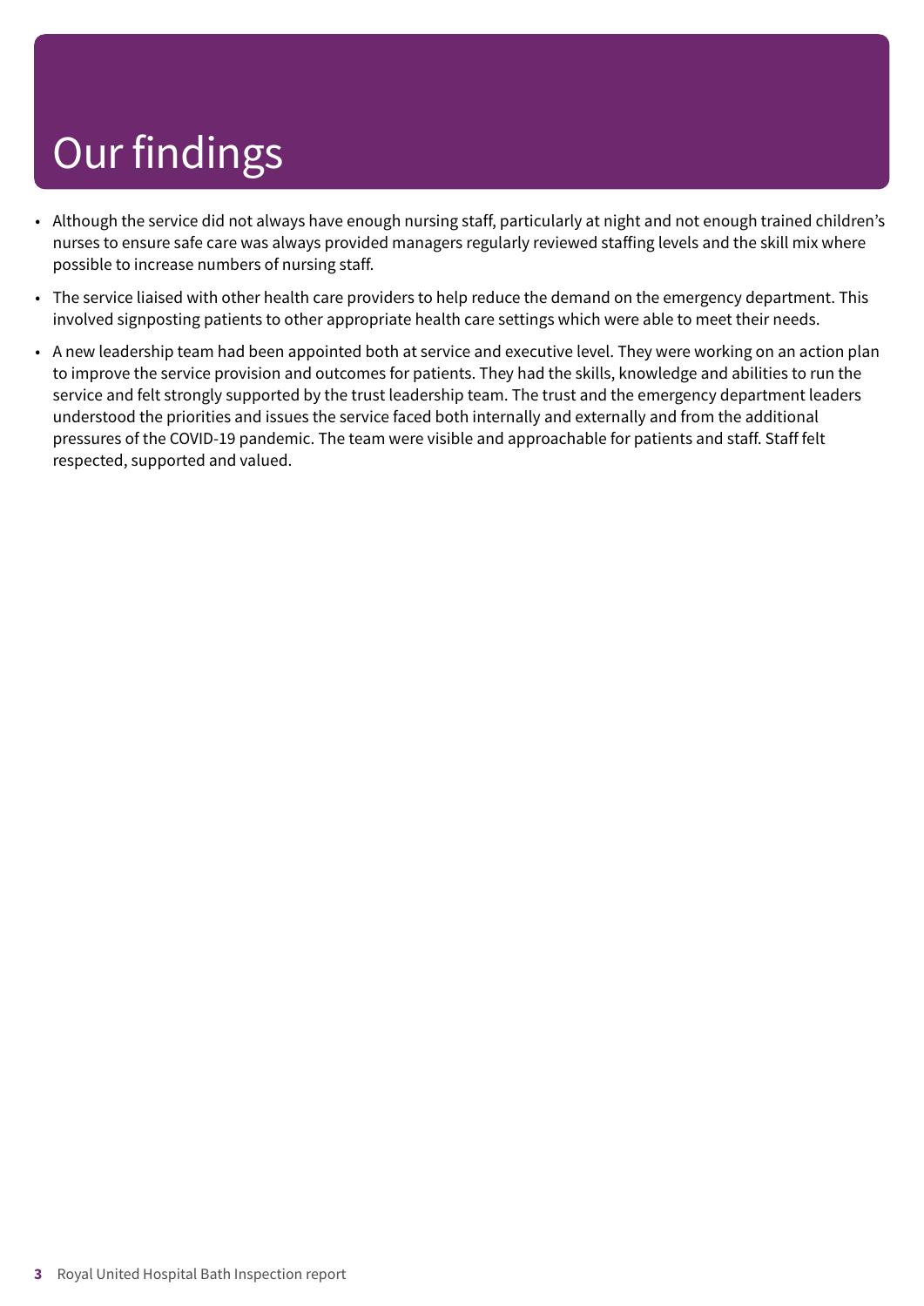# Our findings

- Although the service did not always have enough nursing staff, particularly at night and not enough trained children's nurses to ensure safe care was always provided managers regularly reviewed staffing levels and the skill mix where possible to increase numbers of nursing staff.
- The service liaised with other health care providers to help reduce the demand on the emergency department. This involved signposting patients to other appropriate health care settings which were able to meet their needs.
- A new leadership team had been appointed both at service and executive level. They were working on an action plan to improve the service provision and outcomes for patients. They had the skills, knowledge and abilities to run the service and felt strongly supported by the trust leadership team. The trust and the emergency department leaders understood the priorities and issues the service faced both internally and externally and from the additional pressures of the COVID-19 pandemic. The team were visible and approachable for patients and staff. Staff felt respected, supported and valued.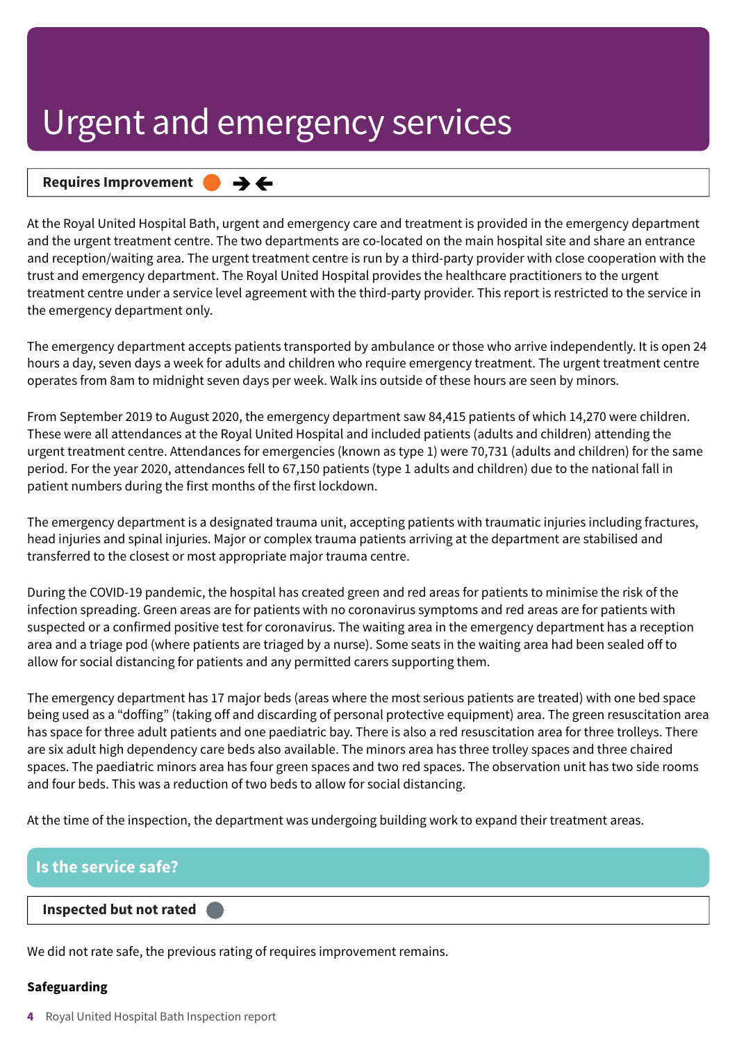# Urgent and emergency services

**Requires Improvement** ● → ←

At the Royal United Hospital Bath, urgent and emergency care and treatment is provided in the emergency department and the urgent treatment centre. The two departments are co-located on the main hospital site and share an entrance and reception/waiting area. The urgent treatment centre is run by a third-party provider with close cooperation with the trust and emergency department. The Royal United Hospital provides the healthcare practitioners to the urgent treatment centre under a service level agreement with the third-party provider. This report is restricted to the service in the emergency department only.

The emergency department accepts patients transported by ambulance or those who arrive independently. It is open 24 hours a day, seven days a week for adults and children who require emergency treatment. The urgent treatment centre operates from 8am to midnight seven days per week. Walk ins outside of these hours are seen by minors.

From September 2019 to August 2020, the emergency department saw 84,415 patients of which 14,270 were children. These were all attendances at the Royal United Hospital and included patients (adults and children) attending the urgent treatment centre. Attendances for emergencies (known as type 1) were 70,731 (adults and children) for the same period. For the year 2020, attendances fell to 67,150 patients (type 1 adults and children) due to the national fall in patient numbers during the first months of the first lockdown.

The emergency department is a designated trauma unit, accepting patients with traumatic injuries including fractures, head injuries and spinal injuries. Major or complex trauma patients arriving at the department are stabilised and transferred to the closest or most appropriate major trauma centre.

During the COVID-19 pandemic, the hospital has created green and red areas for patients to minimise the risk of the infection spreading. Green areas are for patients with no coronavirus symptoms and red areas are for patients with suspected or a confirmed positive test for coronavirus. The waiting area in the emergency department has a reception area and a triage pod (where patients are triaged by a nurse). Some seats in the waiting area had been sealed off to allow for social distancing for patients and any permitted carers supporting them.

The emergency department has 17 major beds (areas where the most serious patients are treated) with one bed space being used as a "doffing" (taking off and discarding of personal protective equipment) area. The green resuscitation area has space for three adult patients and one paediatric bay. There is also a red resuscitation area for three trolleys. There are six adult high dependency care beds also available. The minors area has three trolley spaces and three chaired spaces. The paediatric minors area has four green spaces and two red spaces. The observation unit has two side rooms and four beds. This was a reduction of two beds to allow for social distancing.

At the time of the inspection, the department was undergoing building work to expand their treatment areas.

## Is the service safe?

**Inspected but not rated** ●

We did not rate safe, the previous rating of requires improvement remains.

### Safeguarding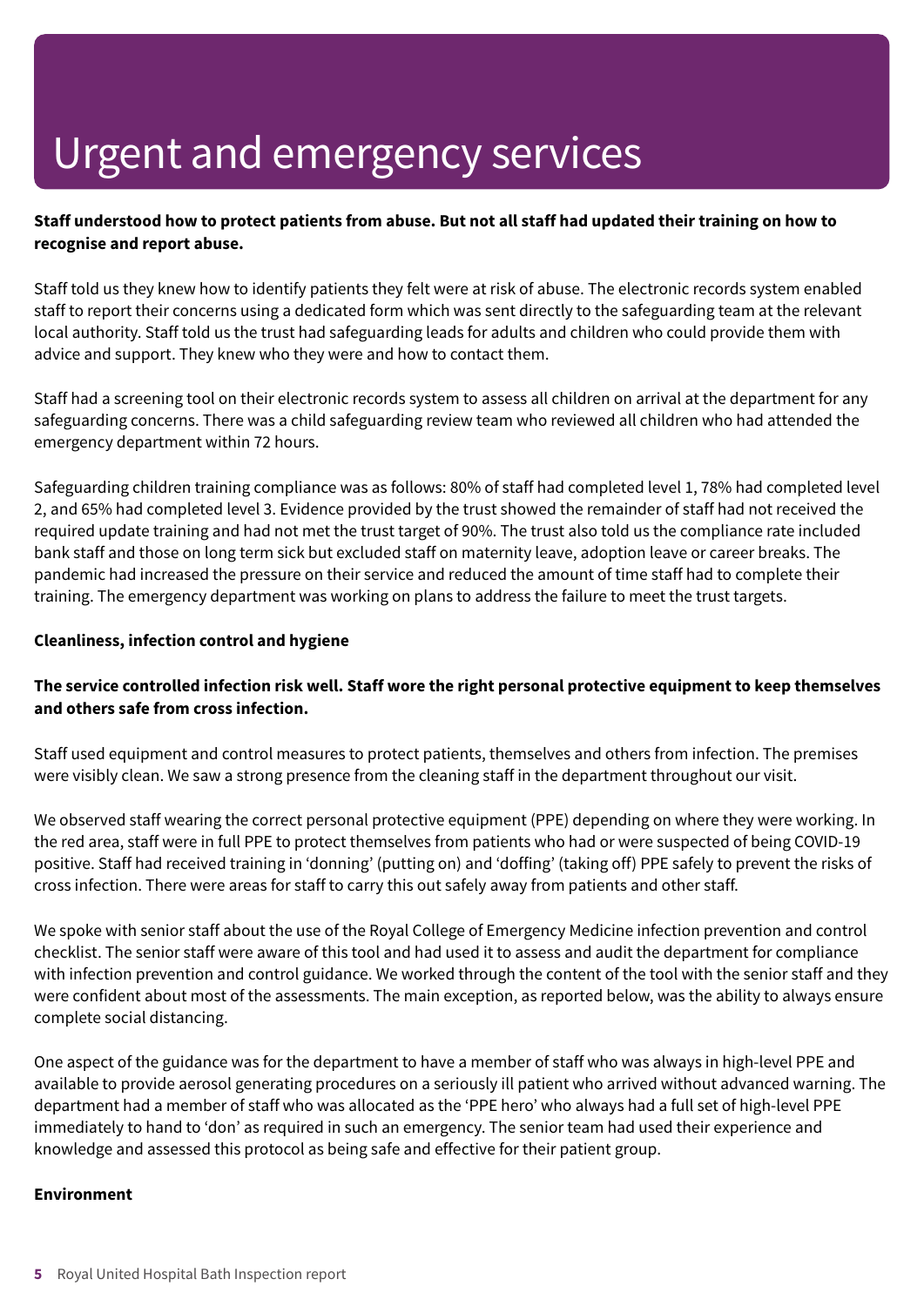# Urgent and emergency services

**Staff understood how to protect patients from abuse. But not all staff had updated their training on how to recognise and report abuse.**

Staff told us they knew how to identify patients they felt were at risk of abuse. The electronic records system enabled staff to report their concerns using a dedicated form which was sent directly to the safeguarding team at the relevant local authority. Staff told us the trust had safeguarding leads for adults and children who could provide them with advice and support. They knew who they were and how to contact them.

Staff had a screening tool on their electronic records system to assess all children on arrival at the department for any safeguarding concerns. There was a child safeguarding review team who reviewed all children who had attended the emergency department within 72 hours.

Safeguarding children training compliance was as follows: 80% of staff had completed level 1, 78% had completed level 2, and 65% had completed level 3. Evidence provided by the trust showed the remainder of staff had not received the required update training and had not met the trust target of 90%. The trust also told us the compliance rate included bank staff and those on long term sick but excluded staff on maternity leave, adoption leave or career breaks. The pandemic had increased the pressure on their service and reduced the amount of time staff had to complete their training. The emergency department was working on plans to address the failure to meet the trust targets.

**Cleanliness, infection control and hygiene**

**The service controlled infection risk well. Staff wore the right personal protective equipment to keep themselves and others safe from cross infection.**

Staff used equipment and control measures to protect patients, themselves and others from infection. The premises were visibly clean. We saw a strong presence from the cleaning staff in the department throughout our visit.

We observed staff wearing the correct personal protective equipment (PPE) depending on where they were working. In the red area, staff were in full PPE to protect themselves from patients who had or were suspected of being COVID-19 positive. Staff had received training in 'donning' (putting on) and 'doffing' (taking off) PPE safely to prevent the risks of cross infection. There were areas for staff to carry this out safely away from patients and other staff.

We spoke with senior staff about the use of the Royal College of Emergency Medicine infection prevention and control checklist. The senior staff were aware of this tool and had used it to assess and audit the department for compliance with infection prevention and control guidance. We worked through the content of the tool with the senior staff and they were confident about most of the assessments. The main exception, as reported below, was the ability to always ensure complete social distancing.

One aspect of the guidance was for the department to have a member of staff who was always in high-level PPE and available to provide aerosol generating procedures on a seriously ill patient who arrived without advanced warning. The department had a member of staff who was allocated as the 'PPE hero' who always had a full set of high-level PPE immediately to hand to 'don' as required in such an emergency. The senior team had used their experience and knowledge and assessed this protocol as being safe and effective for their patient group.

**Environment**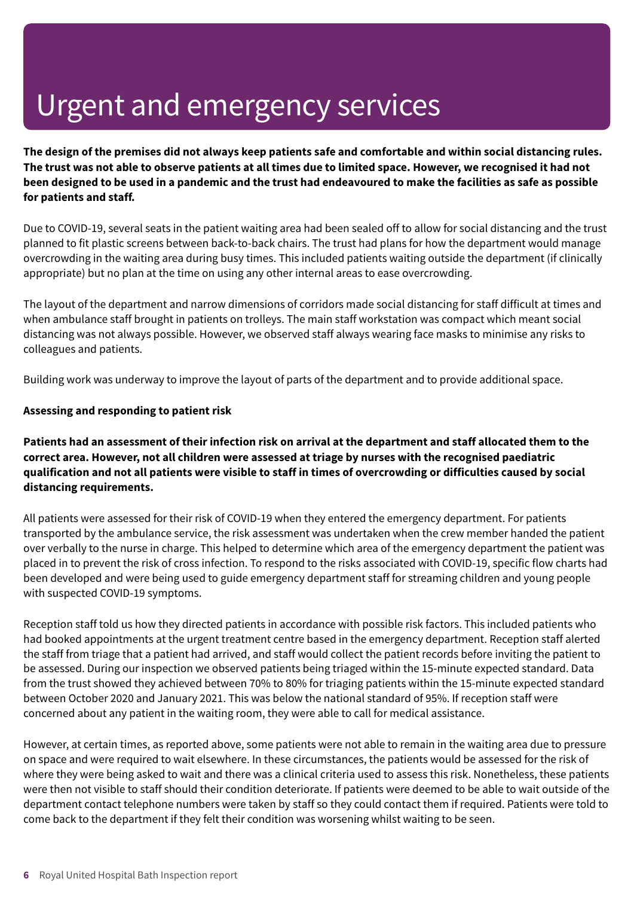# Urgent and emergency services

**The design of the premises did not always keep patients safe and comfortable and within social distancing rules. The trust was not able to observe patients at all times due to limited space. However, we recognised it had not been designed to be used in a pandemic and the trust had endeavoured to make the facilities as safe as possible for patients and staff.**

Due to COVID-19, several seats in the patient waiting area had been sealed off to allow for social distancing and the trust planned to fit plastic screens between back-to-back chairs. The trust had plans for how the department would manage overcrowding in the waiting area during busy times. This included patients waiting outside the department (if clinically appropriate) but no plan at the time on using any other internal areas to ease overcrowding.

The layout of the department and narrow dimensions of corridors made social distancing for staff difficult at times and when ambulance staff brought in patients on trolleys. The main staff workstation was compact which meant social distancing was not always possible. However, we observed staff always wearing face masks to minimise any risks to colleagues and patients.

Building work was underway to improve the layout of parts of the department and to provide additional space.

**Assessing and responding to patient risk**

**Patients had an assessment of their infection risk on arrival at the department and staff allocated them to the correct area. However, not all children were assessed at triage by nurses with the recognised paediatric qualification and not all patients were visible to staff in times of overcrowding or difficulties caused by social distancing requirements.**

All patients were assessed for their risk of COVID-19 when they entered the emergency department. For patients transported by the ambulance service, the risk assessment was undertaken when the crew member handed the patient over verbally to the nurse in charge. This helped to determine which area of the emergency department the patient was placed in to prevent the risk of cross infection. To respond to the risks associated with COVID-19, specific flow charts had been developed and were being used to guide emergency department staff for streaming children and young people with suspected COVID-19 symptoms.

Reception staff told us how they directed patients in accordance with possible risk factors. This included patients who had booked appointments at the urgent treatment centre based in the emergency department. Reception staff alerted the staff from triage that a patient had arrived, and staff would collect the patient records before inviting the patient to be assessed. During our inspection we observed patients being triaged within the 15-minute expected standard. Data from the trust showed they achieved between 70% to 80% for triaging patients within the 15-minute expected standard between October 2020 and January 2021. This was below the national standard of 95%. If reception staff were concerned about any patient in the waiting room, they were able to call for medical assistance.

However, at certain times, as reported above, some patients were not able to remain in the waiting area due to pressure on space and were required to wait elsewhere. In these circumstances, the patients would be assessed for the risk of where they were being asked to wait and there was a clinical criteria used to assess this risk. Nonetheless, these patients were then not visible to staff should their condition deteriorate. If patients were deemed to be able to wait outside of the department contact telephone numbers were taken by staff so they could contact them if required. Patients were told to come back to the department if they felt their condition was worsening whilst waiting to be seen.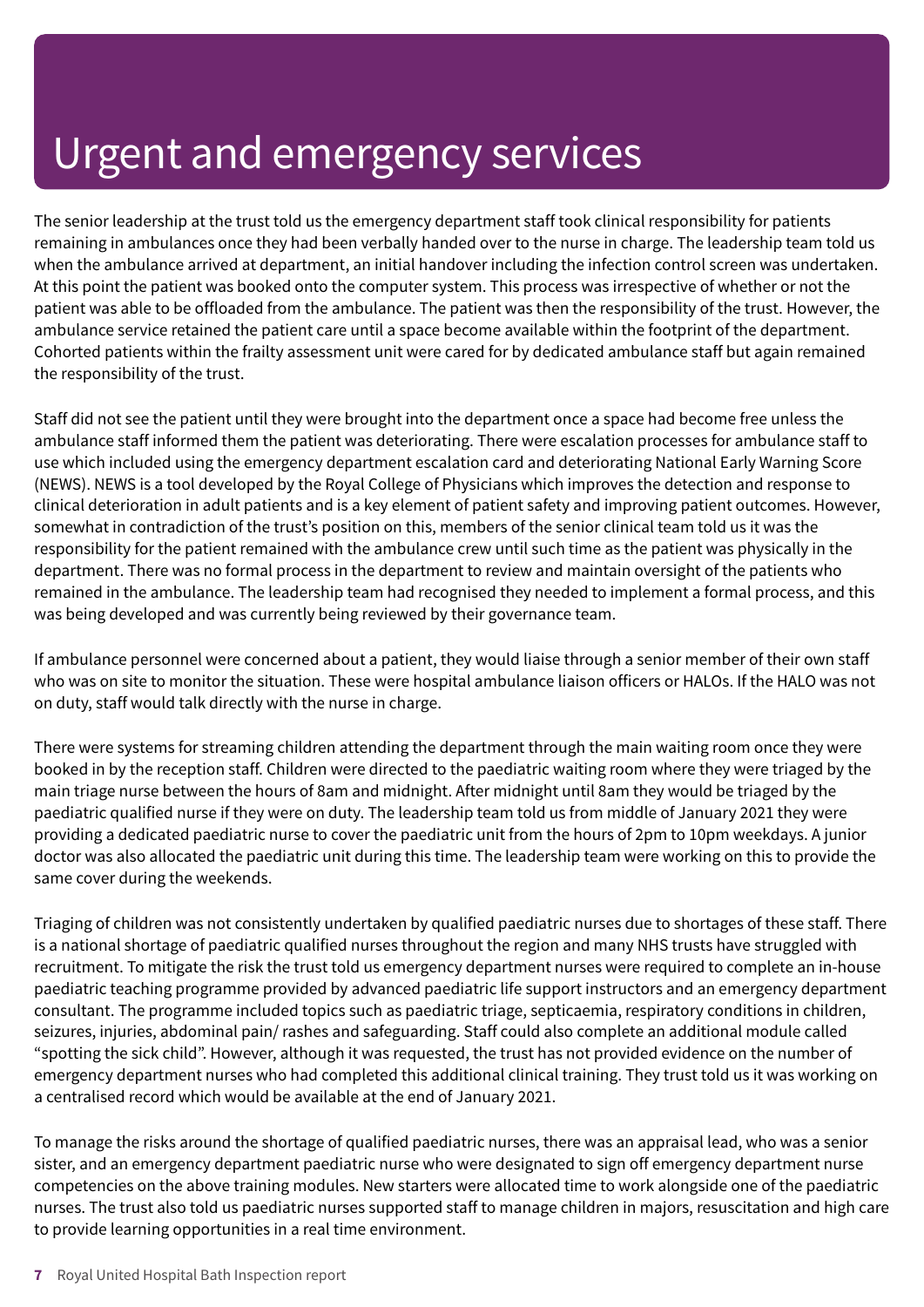# Urgent and emergency services

The senior leadership at the trust told us the emergency department staff took clinical responsibility for patients remaining in ambulances once they had been verbally handed over to the nurse in charge. The leadership team told us when the ambulance arrived at department, an initial handover including the infection control screen was undertaken. At this point the patient was booked onto the computer system. This process was irrespective of whether or not the patient was able to be offloaded from the ambulance. The patient was then the responsibility of the trust. However, the ambulance service retained the patient care until a space become available within the footprint of the department. Cohorted patients within the frailty assessment unit were cared for by dedicated ambulance staff but again remained the responsibility of the trust.

Staff did not see the patient until they were brought into the department once a space had become free unless the ambulance staff informed them the patient was deteriorating. There were escalation processes for ambulance staff to use which included using the emergency department escalation card and deteriorating National Early Warning Score (NEWS). NEWS is a tool developed by the Royal College of Physicians which improves the detection and response to clinical deterioration in adult patients and is a key element of patient safety and improving patient outcomes. However, somewhat in contradiction of the trust's position on this, members of the senior clinical team told us it was the responsibility for the patient remained with the ambulance crew until such time as the patient was physically in the department. There was no formal process in the department to review and maintain oversight of the patients who remained in the ambulance. The leadership team had recognised they needed to implement a formal process, and this was being developed and was currently being reviewed by their governance team.

If ambulance personnel were concerned about a patient, they would liaise through a senior member of their own staff who was on site to monitor the situation. These were hospital ambulance liaison officers or HALOs. If the HALO was not on duty, staff would talk directly with the nurse in charge.

There were systems for streaming children attending the department through the main waiting room once they were booked in by the reception staff. Children were directed to the paediatric waiting room where they were triaged by the main triage nurse between the hours of 8am and midnight. After midnight until 8am they would be triaged by the paediatric qualified nurse if they were on duty. The leadership team told us from middle of January 2021 they were providing a dedicated paediatric nurse to cover the paediatric unit from the hours of 2pm to 10pm weekdays. A junior doctor was also allocated the paediatric unit during this time. The leadership team were working on this to provide the same cover during the weekends.

Triaging of children was not consistently undertaken by qualified paediatric nurses due to shortages of these staff. There is a national shortage of paediatric qualified nurses throughout the region and many NHS trusts have struggled with recruitment. To mitigate the risk the trust told us emergency department nurses were required to complete an in-house paediatric teaching programme provided by advanced paediatric life support instructors and an emergency department consultant. The programme included topics such as paediatric triage, septicaemia, respiratory conditions in children, seizures, injuries, abdominal pain/ rashes and safeguarding. Staff could also complete an additional module called "spotting the sick child". However, although it was requested, the trust has not provided evidence on the number of emergency department nurses who had completed this additional clinical training. They trust told us it was working on a centralised record which would be available at the end of January 2021.

To manage the risks around the shortage of qualified paediatric nurses, there was an appraisal lead, who was a senior sister, and an emergency department paediatric nurse who were designated to sign off emergency department nurse competencies on the above training modules. New starters were allocated time to work alongside one of the paediatric nurses. The trust also told us paediatric nurses supported staff to manage children in majors, resuscitation and high care to provide learning opportunities in a real time environment.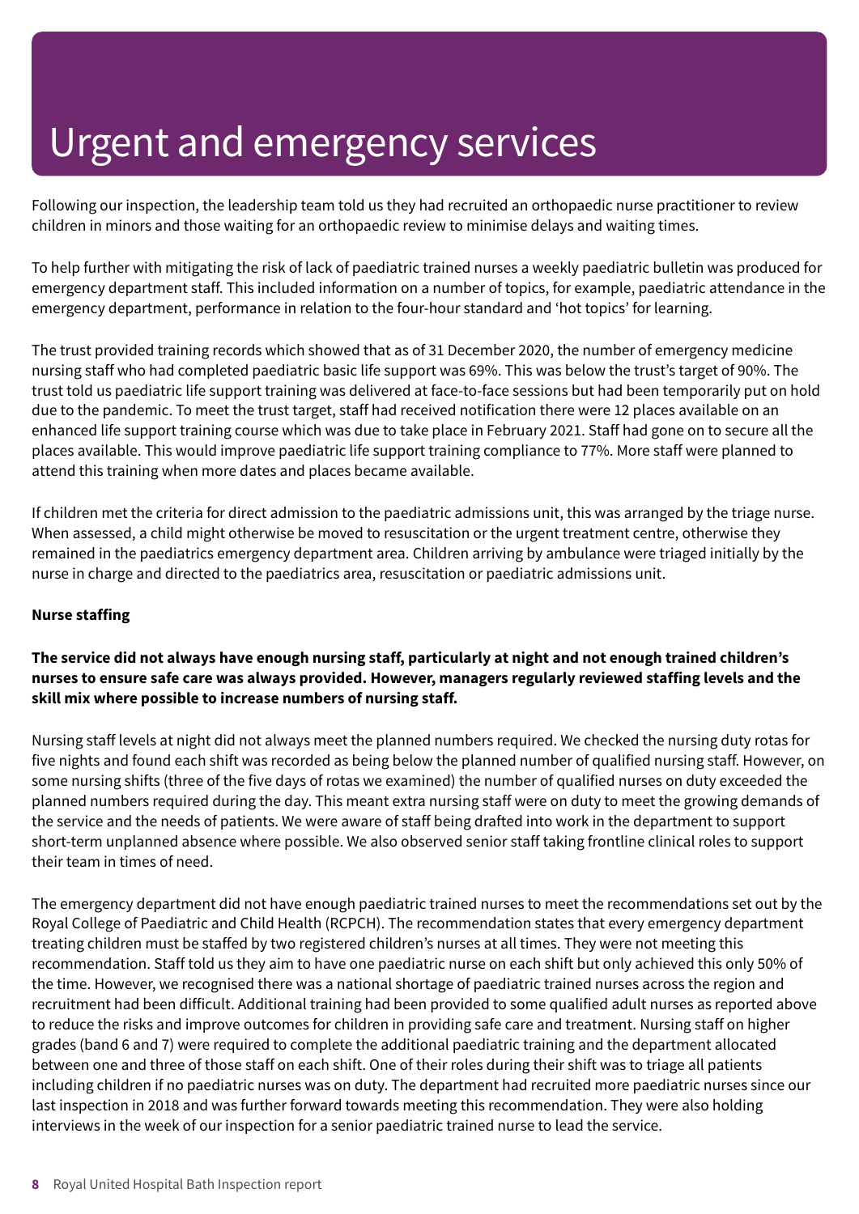# Urgent and emergency services

Following our inspection, the leadership team told us they had recruited an orthopaedic nurse practitioner to review children in minors and those waiting for an orthopaedic review to minimise delays and waiting times.

To help further with mitigating the risk of lack of paediatric trained nurses a weekly paediatric bulletin was produced for emergency department staff. This included information on a number of topics, for example, paediatric attendance in the emergency department, performance in relation to the four-hour standard and 'hot topics' for learning.

The trust provided training records which showed that as of 31 December 2020, the number of emergency medicine nursing staff who had completed paediatric basic life support was 69%. This was below the trust's target of 90%. The trust told us paediatric life support training was delivered at face-to-face sessions but had been temporarily put on hold due to the pandemic. To meet the trust target, staff had received notification there were 12 places available on an enhanced life support training course which was due to take place in February 2021. Staff had gone on to secure all the places available. This would improve paediatric life support training compliance to 77%. More staff were planned to attend this training when more dates and places became available.

If children met the criteria for direct admission to the paediatric admissions unit, this was arranged by the triage nurse. When assessed, a child might otherwise be moved to resuscitation or the urgent treatment centre, otherwise they remained in the paediatrics emergency department area. Children arriving by ambulance were triaged initially by the nurse in charge and directed to the paediatrics area, resuscitation or paediatric admissions unit.

**Nurse staffing**

**The service did not always have enough nursing staff, particularly at night and not enough trained children's nurses to ensure safe care was always provided. However, managers regularly reviewed staffing levels and the skill mix where possible to increase numbers of nursing staff.**

Nursing staff levels at night did not always meet the planned numbers required. We checked the nursing duty rotas for five nights and found each shift was recorded as being below the planned number of qualified nursing staff. However, on some nursing shifts (three of the five days of rotas we examined) the number of qualified nurses on duty exceeded the planned numbers required during the day. This meant extra nursing staff were on duty to meet the growing demands of the service and the needs of patients. We were aware of staff being drafted into work in the department to support short-term unplanned absence where possible. We also observed senior staff taking frontline clinical roles to support their team in times of need.

The emergency department did not have enough paediatric trained nurses to meet the recommendations set out by the Royal College of Paediatric and Child Health (RCPCH). The recommendation states that every emergency department treating children must be staffed by two registered children's nurses at all times. They were not meeting this recommendation. Staff told us they aim to have one paediatric nurse on each shift but only achieved this only 50% of the time. However, we recognised there was a national shortage of paediatric trained nurses across the region and recruitment had been difficult. Additional training had been provided to some qualified adult nurses as reported above to reduce the risks and improve outcomes for children in providing safe care and treatment. Nursing staff on higher grades (band 6 and 7) were required to complete the additional paediatric training and the department allocated between one and three of those staff on each shift. One of their roles during their shift was to triage all patients including children if no paediatric nurses was on duty. The department had recruited more paediatric nurses since our last inspection in 2018 and was further forward towards meeting this recommendation. They were also holding interviews in the week of our inspection for a senior paediatric trained nurse to lead the service.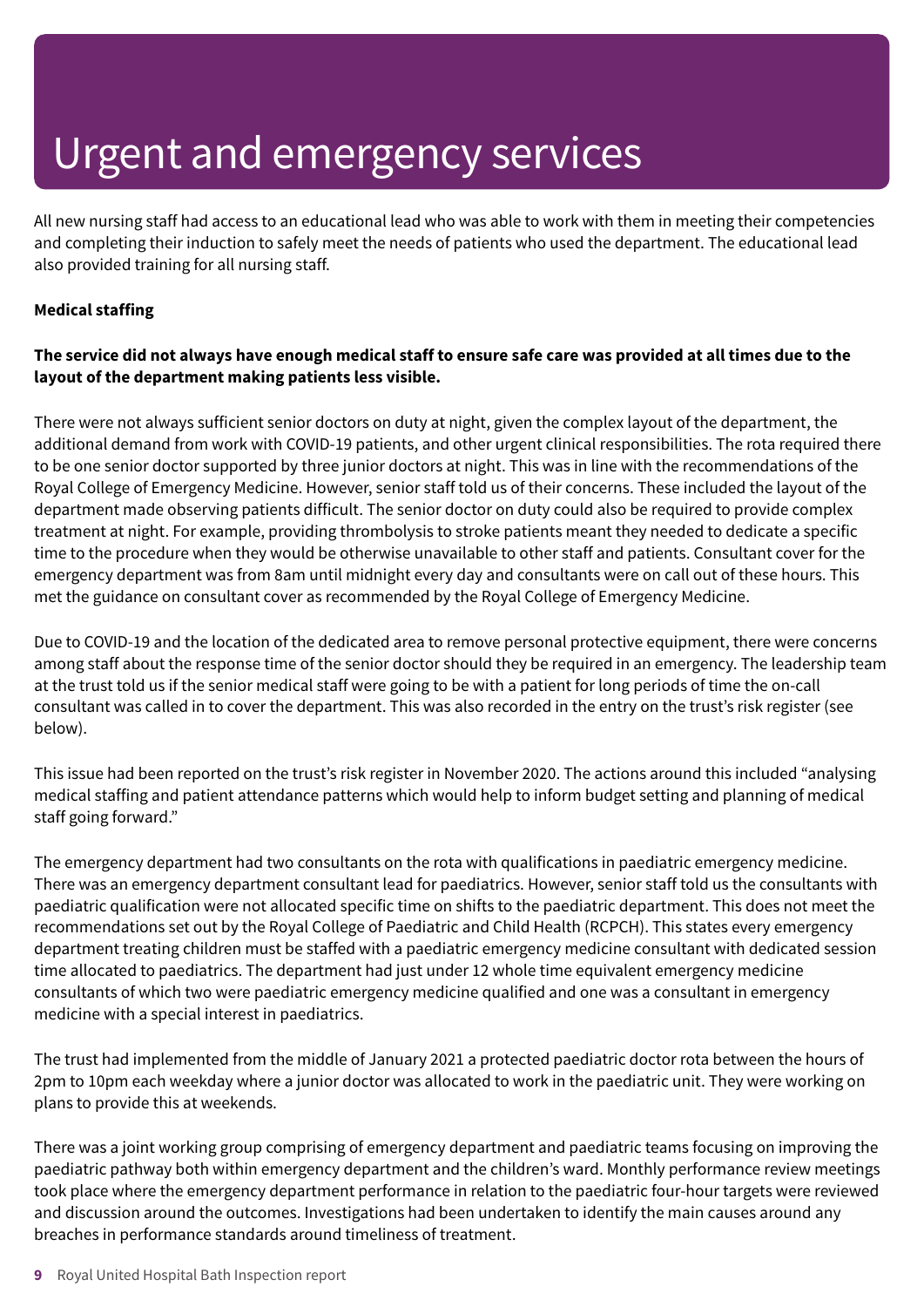# Urgent and emergency services

All new nursing staff had access to an educational lead who was able to work with them in meeting their competencies and completing their induction to safely meet the needs of patients who used the department. The educational lead also provided training for all nursing staff.

**Medical staffing**

**The service did not always have enough medical staff to ensure safe care was provided at all times due to the layout of the department making patients less visible.**

There were not always sufficient senior doctors on duty at night, given the complex layout of the department, the additional demand from work with COVID-19 patients, and other urgent clinical responsibilities. The rota required there to be one senior doctor supported by three junior doctors at night. This was in line with the recommendations of the Royal College of Emergency Medicine. However, senior staff told us of their concerns. These included the layout of the department made observing patients difficult. The senior doctor on duty could also be required to provide complex treatment at night. For example, providing thrombolysis to stroke patients meant they needed to dedicate a specific time to the procedure when they would be otherwise unavailable to other staff and patients. Consultant cover for the emergency department was from 8am until midnight every day and consultants were on call out of these hours. This met the guidance on consultant cover as recommended by the Royal College of Emergency Medicine.

Due to COVID-19 and the location of the dedicated area to remove personal protective equipment, there were concerns among staff about the response time of the senior doctor should they be required in an emergency. The leadership team at the trust told us if the senior medical staff were going to be with a patient for long periods of time the on-call consultant was called in to cover the department. This was also recorded in the entry on the trust's risk register (see below).

This issue had been reported on the trust's risk register in November 2020. The actions around this included "analysing medical staffing and patient attendance patterns which would help to inform budget setting and planning of medical staff going forward."

The emergency department had two consultants on the rota with qualifications in paediatric emergency medicine. There was an emergency department consultant lead for paediatrics. However, senior staff told us the consultants with paediatric qualification were not allocated specific time on shifts to the paediatric department. This does not meet the recommendations set out by the Royal College of Paediatric and Child Health (RCPCH). This states every emergency department treating children must be staffed with a paediatric emergency medicine consultant with dedicated session time allocated to paediatrics. The department had just under 12 whole time equivalent emergency medicine consultants of which two were paediatric emergency medicine qualified and one was a consultant in emergency medicine with a special interest in paediatrics.

The trust had implemented from the middle of January 2021 a protected paediatric doctor rota between the hours of 2pm to 10pm each weekday where a junior doctor was allocated to work in the paediatric unit. They were working on plans to provide this at weekends.

There was a joint working group comprising of emergency department and paediatric teams focusing on improving the paediatric pathway both within emergency department and the children's ward. Monthly performance review meetings took place where the emergency department performance in relation to the paediatric four-hour targets were reviewed and discussion around the outcomes. Investigations had been undertaken to identify the main causes around any breaches in performance standards around timeliness of treatment.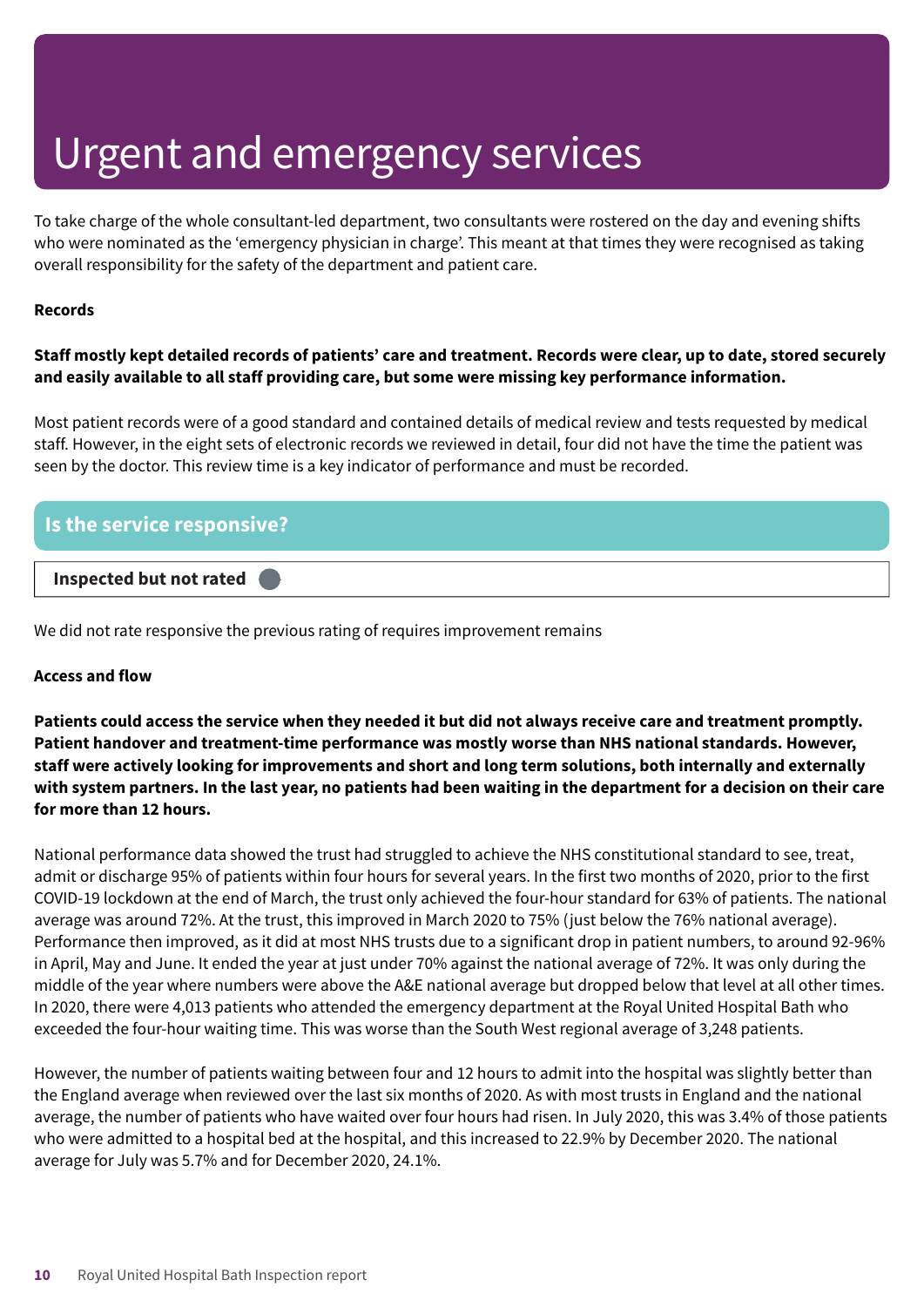# Urgent and emergency services

To take charge of the whole consultant-led department, two consultants were rostered on the day and evening shifts who were nominated as the 'emergency physician in charge'. This meant at that times they were recognised as taking overall responsibility for the safety of the department and patient care.

**Records**

**Staff mostly kept detailed records of patients' care and treatment. Records were clear, up to date, stored securely and easily available to all staff providing care, but some were missing key performance information.**

Most patient records were of a good standard and contained details of medical review and tests requested by medical staff. However, in the eight sets of electronic records we reviewed in detail, four did not have the time the patient was seen by the doctor. This review time is a key indicator of performance and must be recorded.

## Is the service responsive?

**Inspected but not rated**

We did not rate responsive the previous rating of requires improvement remains

**Access and flow**

**Patients could access the service when they needed it but did not always receive care and treatment promptly. Patient handover and treatment-time performance was mostly worse than NHS national standards. However, staff were actively looking for improvements and short and long term solutions, both internally and externally with system partners. In the last year, no patients had been waiting in the department for a decision on their care for more than 12 hours.**

National performance data showed the trust had struggled to achieve the NHS constitutional standard to see, treat, admit or discharge 95% of patients within four hours for several years. In the first two months of 2020, prior to the first COVID-19 lockdown at the end of March, the trust only achieved the four-hour standard for 63% of patients. The national average was around 72%. At the trust, this improved in March 2020 to 75% (just below the 76% national average). Performance then improved, as it did at most NHS trusts due to a significant drop in patient numbers, to around 92-96% in April, May and June. It ended the year at just under 70% against the national average of 72%. It was only during the middle of the year where numbers were above the A&E national average but dropped below that level at all other times. In 2020, there were 4,013 patients who attended the emergency department at the Royal United Hospital Bath who exceeded the four-hour waiting time. This was worse than the South West regional average of 3,248 patients.

However, the number of patients waiting between four and 12 hours to admit into the hospital was slightly better than the England average when reviewed over the last six months of 2020. As with most trusts in England and the national average, the number of patients who have waited over four hours had risen. In July 2020, this was 3.4% of those patients who were admitted to a hospital bed at the hospital, and this increased to 22.9% by December 2020. The national average for July was 5.7% and for December 2020, 24.1%.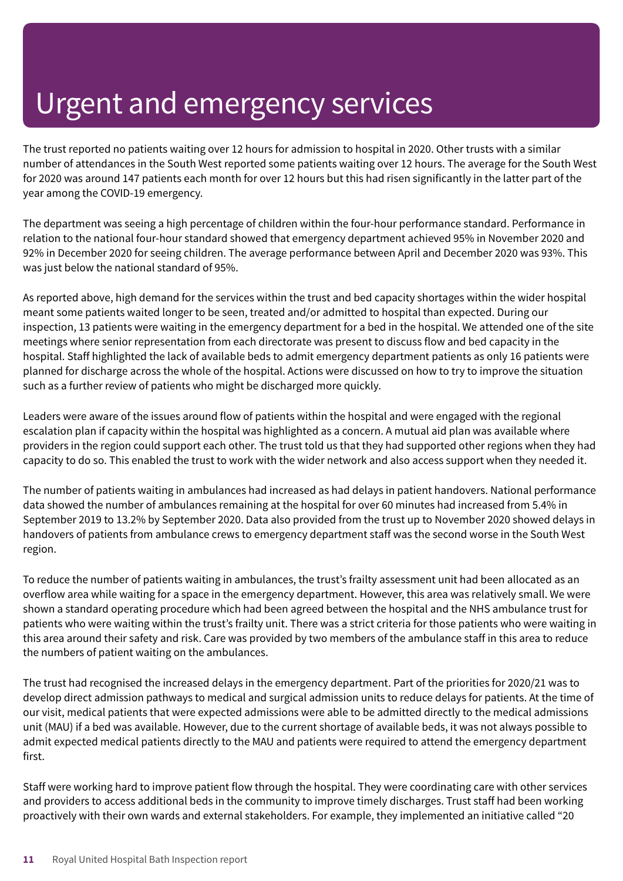# Urgent and emergency services

The trust reported no patients waiting over 12 hours for admission to hospital in 2020. Other trusts with a similar number of attendances in the South West reported some patients waiting over 12 hours. The average for the South West for 2020 was around 147 patients each month for over 12 hours but this had risen significantly in the latter part of the year among the COVID-19 emergency.

The department was seeing a high percentage of children within the four-hour performance standard. Performance in relation to the national four-hour standard showed that emergency department achieved 95% in November 2020 and 92% in December 2020 for seeing children. The average performance between April and December 2020 was 93%. This was just below the national standard of 95%.

As reported above, high demand for the services within the trust and bed capacity shortages within the wider hospital meant some patients waited longer to be seen, treated and/or admitted to hospital than expected. During our inspection, 13 patients were waiting in the emergency department for a bed in the hospital. We attended one of the site meetings where senior representation from each directorate was present to discuss flow and bed capacity in the hospital. Staff highlighted the lack of available beds to admit emergency department patients as only 16 patients were planned for discharge across the whole of the hospital. Actions were discussed on how to try to improve the situation such as a further review of patients who might be discharged more quickly.

Leaders were aware of the issues around flow of patients within the hospital and were engaged with the regional escalation plan if capacity within the hospital was highlighted as a concern. A mutual aid plan was available where providers in the region could support each other. The trust told us that they had supported other regions when they had capacity to do so. This enabled the trust to work with the wider network and also access support when they needed it.

The number of patients waiting in ambulances had increased as had delays in patient handovers. National performance data showed the number of ambulances remaining at the hospital for over 60 minutes had increased from 5.4% in September 2019 to 13.2% by September 2020. Data also provided from the trust up to November 2020 showed delays in handovers of patients from ambulance crews to emergency department staff was the second worse in the South West region.

To reduce the number of patients waiting in ambulances, the trust's frailty assessment unit had been allocated as an overflow area while waiting for a space in the emergency department. However, this area was relatively small. We were shown a standard operating procedure which had been agreed between the hospital and the NHS ambulance trust for patients who were waiting within the trust's frailty unit. There was a strict criteria for those patients who were waiting in this area around their safety and risk. Care was provided by two members of the ambulance staff in this area to reduce the numbers of patient waiting on the ambulances.

The trust had recognised the increased delays in the emergency department. Part of the priorities for 2020/21 was to develop direct admission pathways to medical and surgical admission units to reduce delays for patients. At the time of our visit, medical patients that were expected admissions were able to be admitted directly to the medical admissions unit (MAU) if a bed was available. However, due to the current shortage of available beds, it was not always possible to admit expected medical patients directly to the MAU and patients were required to attend the emergency department first.

Staff were working hard to improve patient flow through the hospital. They were coordinating care with other services and providers to access additional beds in the community to improve timely discharges. Trust staff had been working proactively with their own wards and external stakeholders. For example, they implemented an initiative called "20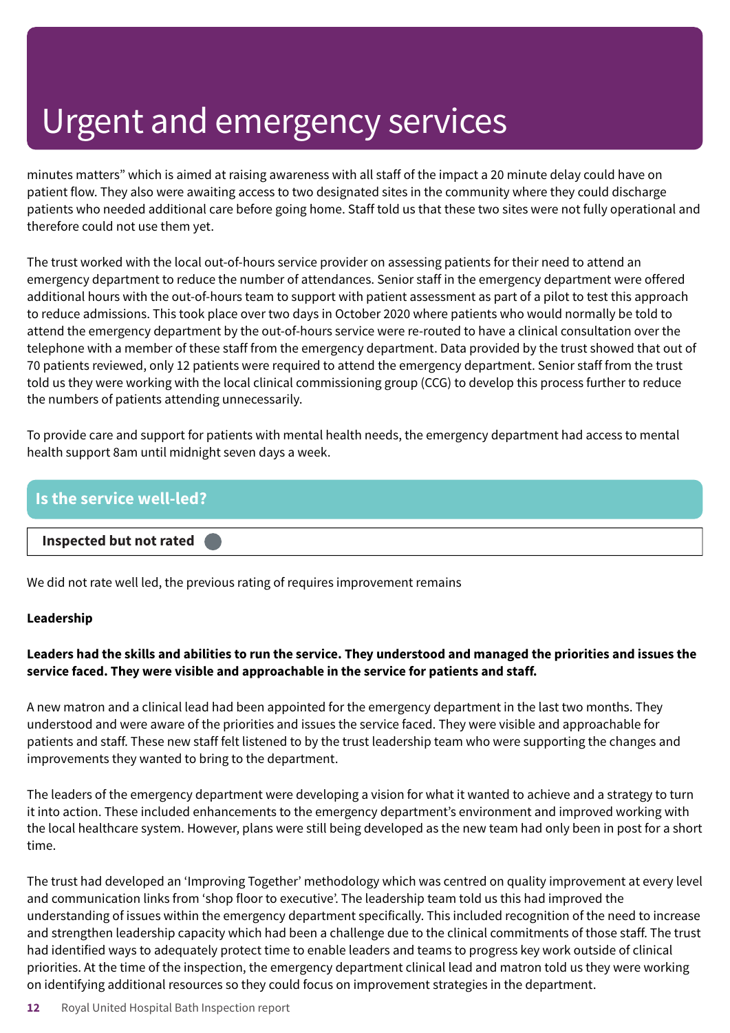# Urgent and emergency services

minutes matters" which is aimed at raising awareness with all staff of the impact a 20 minute delay could have on patient flow. They also were awaiting access to two designated sites in the community where they could discharge patients who needed additional care before going home. Staff told us that these two sites were not fully operational and therefore could not use them yet.

The trust worked with the local out-of-hours service provider on assessing patients for their need to attend an emergency department to reduce the number of attendances. Senior staff in the emergency department were offered additional hours with the out-of-hours team to support with patient assessment as part of a pilot to test this approach to reduce admissions. This took place over two days in October 2020 where patients who would normally be told to attend the emergency department by the out-of-hours service were re-routed to have a clinical consultation over the telephone with a member of these staff from the emergency department. Data provided by the trust showed that out of 70 patients reviewed, only 12 patients were required to attend the emergency department. Senior staff from the trust told us they were working with the local clinical commissioning group (CCG) to develop this process further to reduce the numbers of patients attending unnecessarily.

To provide care and support for patients with mental health needs, the emergency department had access to mental health support 8am until midnight seven days a week.

## Is the service well-led?

**Inspected but not rated**

We did not rate well led, the previous rating of requires improvement remains

**Leadership**

**Leaders had the skills and abilities to run the service. They understood and managed the priorities and issues the service faced. They were visible and approachable in the service for patients and staff.**

A new matron and a clinical lead had been appointed for the emergency department in the last two months. They understood and were aware of the priorities and issues the service faced. They were visible and approachable for patients and staff. These new staff felt listened to by the trust leadership team who were supporting the changes and improvements they wanted to bring to the department.

The leaders of the emergency department were developing a vision for what it wanted to achieve and a strategy to turn it into action. These included enhancements to the emergency department's environment and improved working with the local healthcare system. However, plans were still being developed as the new team had only been in post for a short time.

The trust had developed an 'Improving Together' methodology which was centred on quality improvement at every level and communication links from 'shop floor to executive'. The leadership team told us this had improved the understanding of issues within the emergency department specifically. This included recognition of the need to increase and strengthen leadership capacity which had been a challenge due to the clinical commitments of those staff. The trust had identified ways to adequately protect time to enable leaders and teams to progress key work outside of clinical priorities. At the time of the inspection, the emergency department clinical lead and matron told us they were working on identifying additional resources so they could focus on improvement strategies in the department.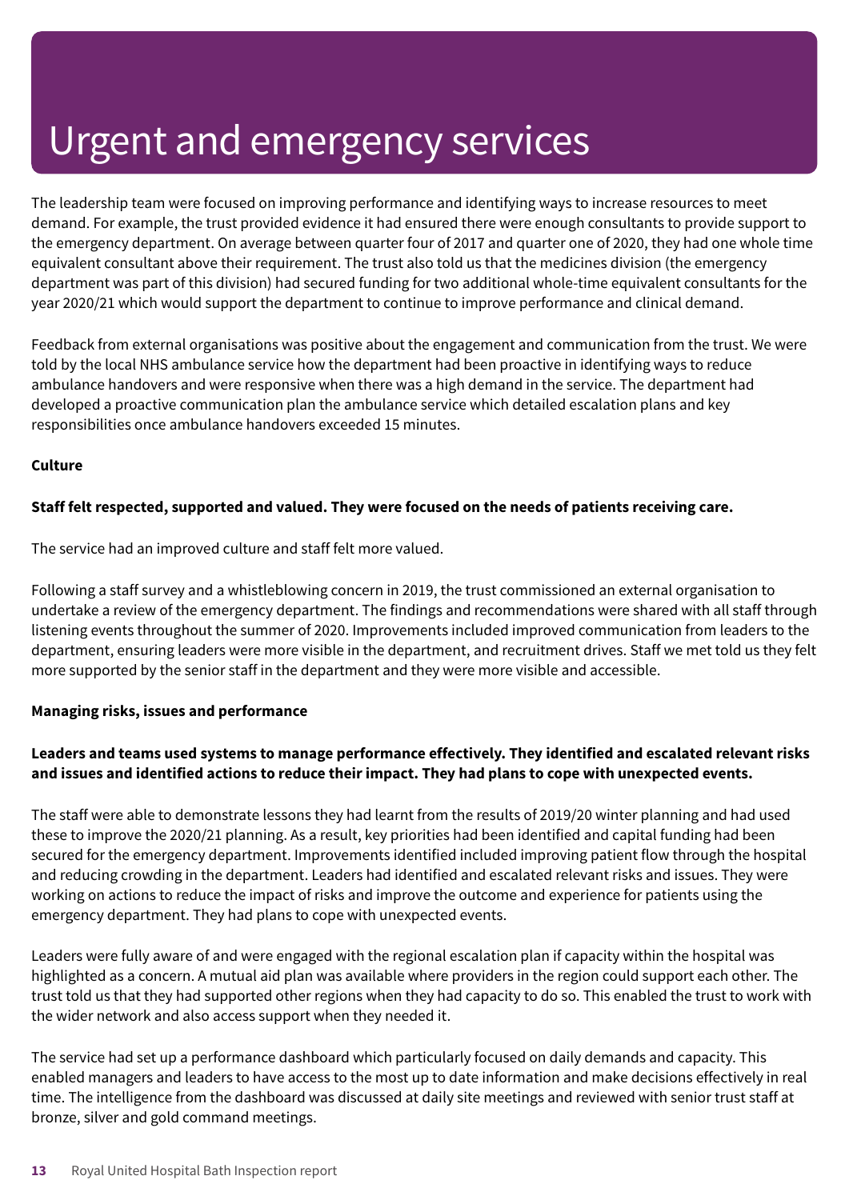# Urgent and emergency services

The leadership team were focused on improving performance and identifying ways to increase resources to meet demand. For example, the trust provided evidence it had ensured there were enough consultants to provide support to the emergency department. On average between quarter four of 2017 and quarter one of 2020, they had one whole time equivalent consultant above their requirement. The trust also told us that the medicines division (the emergency department was part of this division) had secured funding for two additional whole-time equivalent consultants for the year 2020/21 which would support the department to continue to improve performance and clinical demand.

Feedback from external organisations was positive about the engagement and communication from the trust. We were told by the local NHS ambulance service how the department had been proactive in identifying ways to reduce ambulance handovers and were responsive when there was a high demand in the service. The department had developed a proactive communication plan the ambulance service which detailed escalation plans and key responsibilities once ambulance handovers exceeded 15 minutes.

**Culture**

**Staff felt respected, supported and valued. They were focused on the needs of patients receiving care.**

The service had an improved culture and staff felt more valued.

Following a staff survey and a whistleblowing concern in 2019, the trust commissioned an external organisation to undertake a review of the emergency department. The findings and recommendations were shared with all staff through listening events throughout the summer of 2020. Improvements included improved communication from leaders to the department, ensuring leaders were more visible in the department, and recruitment drives. Staff we met told us they felt more supported by the senior staff in the department and they were more visible and accessible.

**Managing risks, issues and performance**

**Leaders and teams used systems to manage performance effectively. They identified and escalated relevant risks and issues and identified actions to reduce their impact. They had plans to cope with unexpected events.**

The staff were able to demonstrate lessons they had learnt from the results of 2019/20 winter planning and had used these to improve the 2020/21 planning. As a result, key priorities had been identified and capital funding had been secured for the emergency department. Improvements identified included improving patient flow through the hospital and reducing crowding in the department. Leaders had identified and escalated relevant risks and issues. They were working on actions to reduce the impact of risks and improve the outcome and experience for patients using the emergency department. They had plans to cope with unexpected events.

Leaders were fully aware of and were engaged with the regional escalation plan if capacity within the hospital was highlighted as a concern. A mutual aid plan was available where providers in the region could support each other. The trust told us that they had supported other regions when they had capacity to do so. This enabled the trust to work with the wider network and also access support when they needed it.

The service had set up a performance dashboard which particularly focused on daily demands and capacity. This enabled managers and leaders to have access to the most up to date information and make decisions effectively in real time. The intelligence from the dashboard was discussed at daily site meetings and reviewed with senior trust staff at bronze, silver and gold command meetings.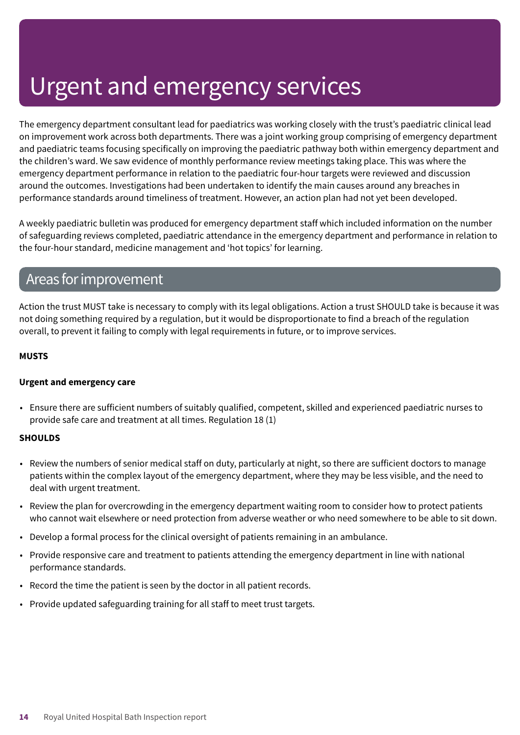# Urgent and emergency services

The emergency department consultant lead for paediatrics was working closely with the trust's paediatric clinical lead on improvement work across both departments. There was a joint working group comprising of emergency department and paediatric teams focusing specifically on improving the paediatric pathway both within emergency department and the children's ward. We saw evidence of monthly performance review meetings taking place. This was where the emergency department performance in relation to the paediatric four-hour targets were reviewed and discussion around the outcomes. Investigations had been undertaken to identify the main causes around any breaches in performance standards around timeliness of treatment. However, an action plan had not yet been developed.

A weekly paediatric bulletin was produced for emergency department staff which included information on the number of safeguarding reviews completed, paediatric attendance in the emergency department and performance in relation to the four-hour standard, medicine management and 'hot topics' for learning.

## Areas for improvement

Action the trust MUST take is necessary to comply with its legal obligations. Action a trust SHOULD take is because it was not doing something required by a regulation, but it would be disproportionate to find a breach of the regulation overall, to prevent it failing to comply with legal requirements in future, or to improve services.

**MUSTS**

**Urgent and emergency care**

- Ensure there are sufficient numbers of suitably qualified, competent, skilled and experienced paediatric nurses to provide safe care and treatment at all times. Regulation 18 (1)

**SHOULDS**

- Review the numbers of senior medical staff on duty, particularly at night, so there are sufficient doctors to manage patients within the complex layout of the emergency department, where they may be less visible, and the need to deal with urgent treatment.
- Review the plan for overcrowding in the emergency department waiting room to consider how to protect patients who cannot wait elsewhere or need protection from adverse weather or who need somewhere to be able to sit down.
- Develop a formal process for the clinical oversight of patients remaining in an ambulance.
- Provide responsive care and treatment to patients attending the emergency department in line with national performance standards.
- Record the time the patient is seen by the doctor in all patient records.
- Provide updated safeguarding training for all staff to meet trust targets.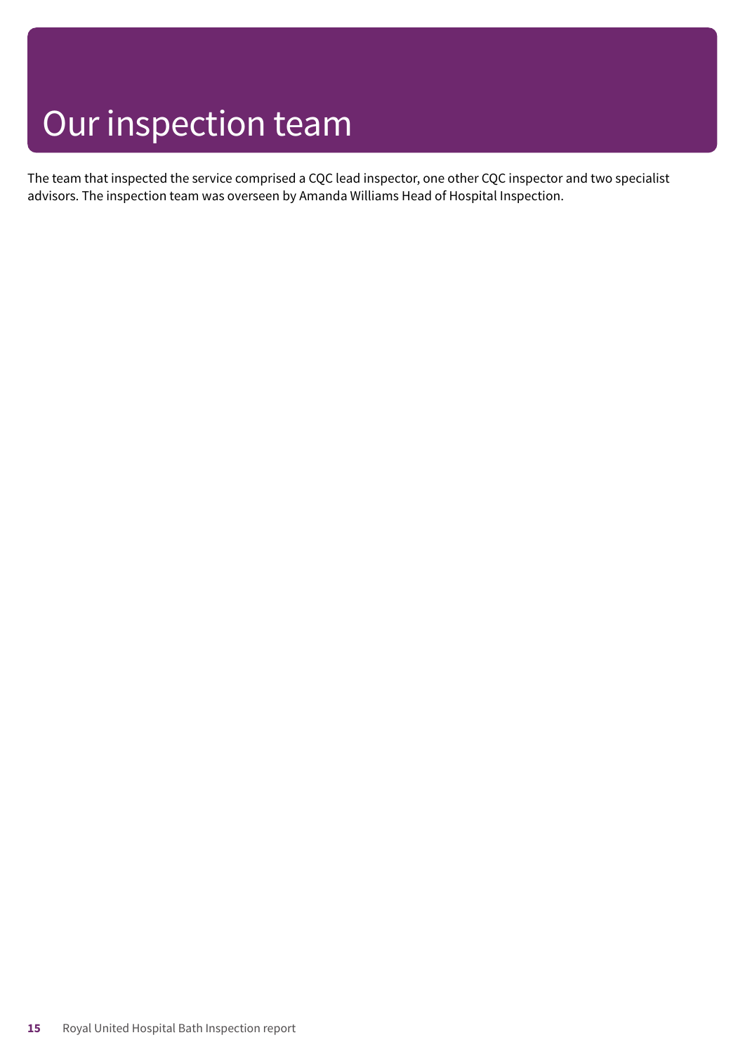# Our inspection team

The team that inspected the service comprised a CQC lead inspector, one other CQC inspector and two specialist advisors. The inspection team was overseen by Amanda Williams Head of Hospital Inspection.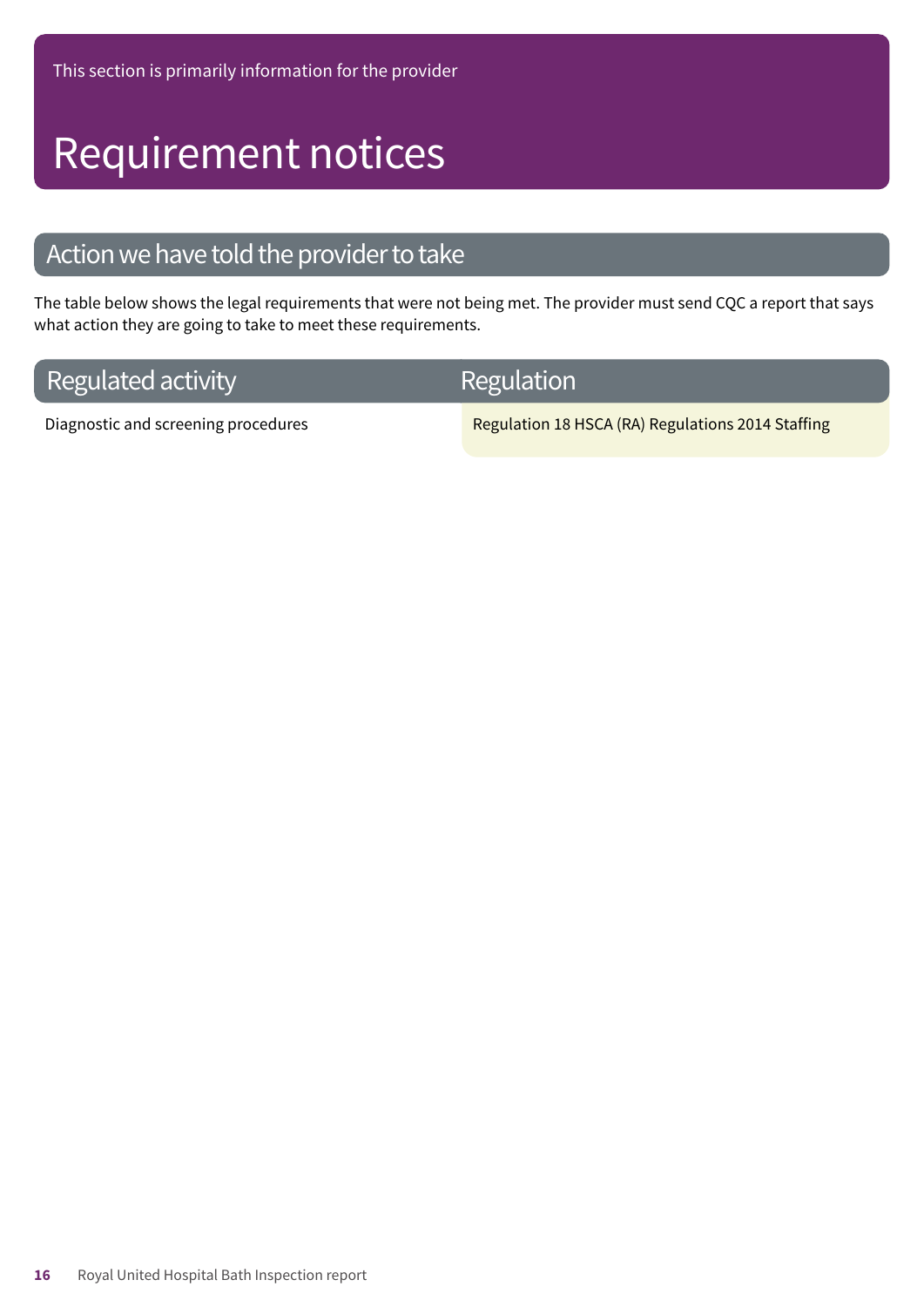This section is primarily information for the provider

# Requirement notices

## Action we have told the provider to take

The table below shows the legal requirements that were not being met. The provider must send CQC a report that says what action they are going to take to meet these requirements.

| Regulated activity | Regulation |
| --- | --- |
| Diagnostic and screening procedures | Regulation 18 HSCA (RA) Regulations 2014 Staffing |